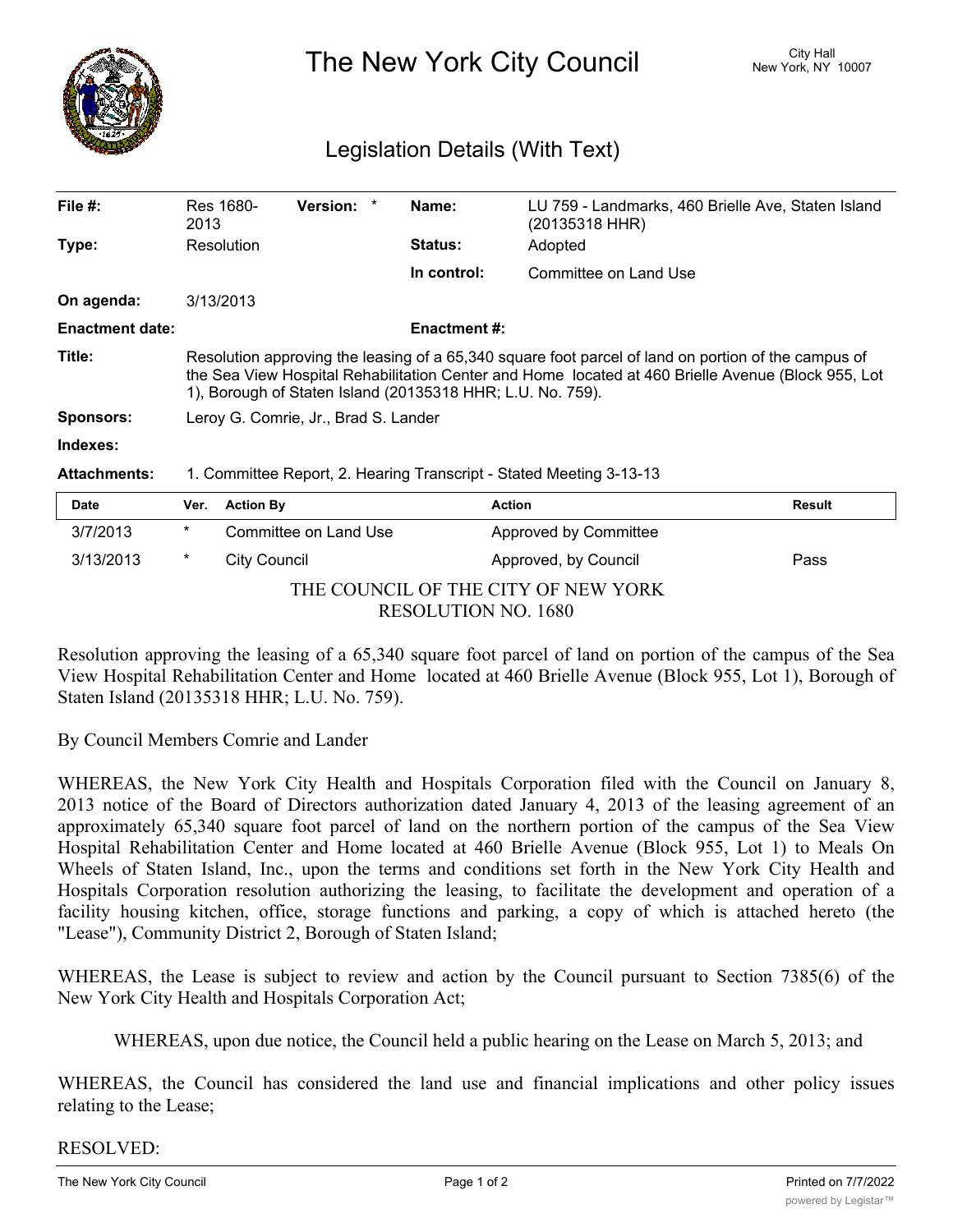# The New York City Council

City Hall
New York, NY 10007

## Legislation Details (With Text)

| | | | | | |
|---|---|---|---|---|---|
| **File #:** | Res 1680-2013 | **Version:** * | **Name:** | LU 759 - Landmarks, 460 Brielle Ave, Staten Island (20135318 HHR) | |
| **Type:** | Resolution | | **Status:** | Adopted | |
| | | | **In control:** | Committee on Land Use | |
| **On agenda:** | 3/13/2013 | | | | |
| **Enactment date:** | | | **Enactment #:** | | |

**Title:** Resolution approving the leasing of a 65,340 square foot parcel of land on portion of the campus of the Sea View Hospital Rehabilitation Center and Home located at 460 Brielle Avenue (Block 955, Lot 1), Borough of Staten Island (20135318 HHR; L.U. No. 759).

**Sponsors:** Leroy G. Comrie, Jr., Brad S. Lander

**Indexes:**

**Attachments:** 1. Committee Report, 2. Hearing Transcript - Stated Meeting 3-13-13

| Date | Ver. | Action By | Action | Result |
|---|---|---|---|---|
| 3/7/2013 | * | Committee on Land Use | Approved by Committee | |
| 3/13/2013 | * | City Council | Approved, by Council | Pass |

THE COUNCIL OF THE CITY OF NEW YORK
RESOLUTION NO. 1680

Resolution approving the leasing of a 65,340 square foot parcel of land on portion of the campus of the Sea View Hospital Rehabilitation Center and Home located at 460 Brielle Avenue (Block 955, Lot 1), Borough of Staten Island (20135318 HHR; L.U. No. 759).

By Council Members Comrie and Lander

WHEREAS, the New York City Health and Hospitals Corporation filed with the Council on January 8, 2013 notice of the Board of Directors authorization dated January 4, 2013 of the leasing agreement of an approximately 65,340 square foot parcel of land on the northern portion of the campus of the Sea View Hospital Rehabilitation Center and Home located at 460 Brielle Avenue (Block 955, Lot 1) to Meals On Wheels of Staten Island, Inc., upon the terms and conditions set forth in the New York City Health and Hospitals Corporation resolution authorizing the leasing, to facilitate the development and operation of a facility housing kitchen, office, storage functions and parking, a copy of which is attached hereto (the "Lease"), Community District 2, Borough of Staten Island;

WHEREAS, the Lease is subject to review and action by the Council pursuant to Section 7385(6) of the New York City Health and Hospitals Corporation Act;

WHEREAS, upon due notice, the Council held a public hearing on the Lease on March 5, 2013; and

WHEREAS, the Council has considered the land use and financial implications and other policy issues relating to the Lease;

RESOLVED: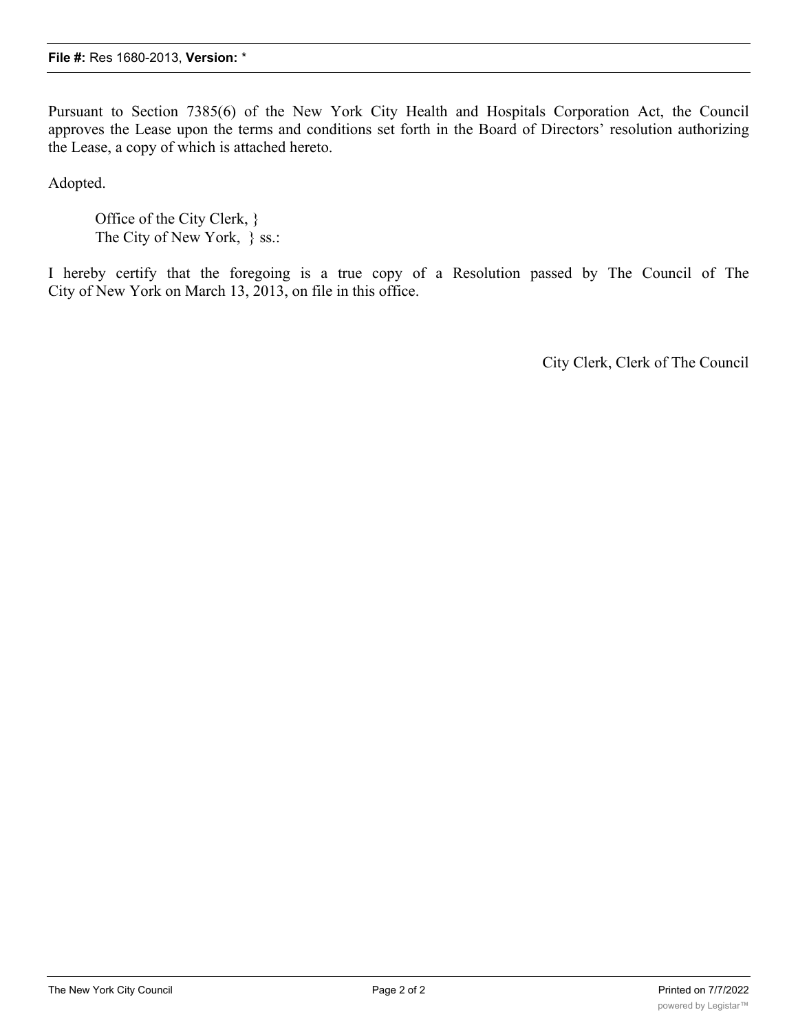Pursuant to Section 7385(6) of the New York City Health and Hospitals Corporation Act, the Council approves the Lease upon the terms and conditions set forth in the Board of Directors' resolution authorizing the Lease, a copy of which is attached hereto.

Adopted.

Office of the City Clerk, }
The City of New York, } ss.:

I hereby certify that the foregoing is a true copy of a Resolution passed by The Council of The City of New York on March 13, 2013, on file in this office.

City Clerk, Clerk of The Council